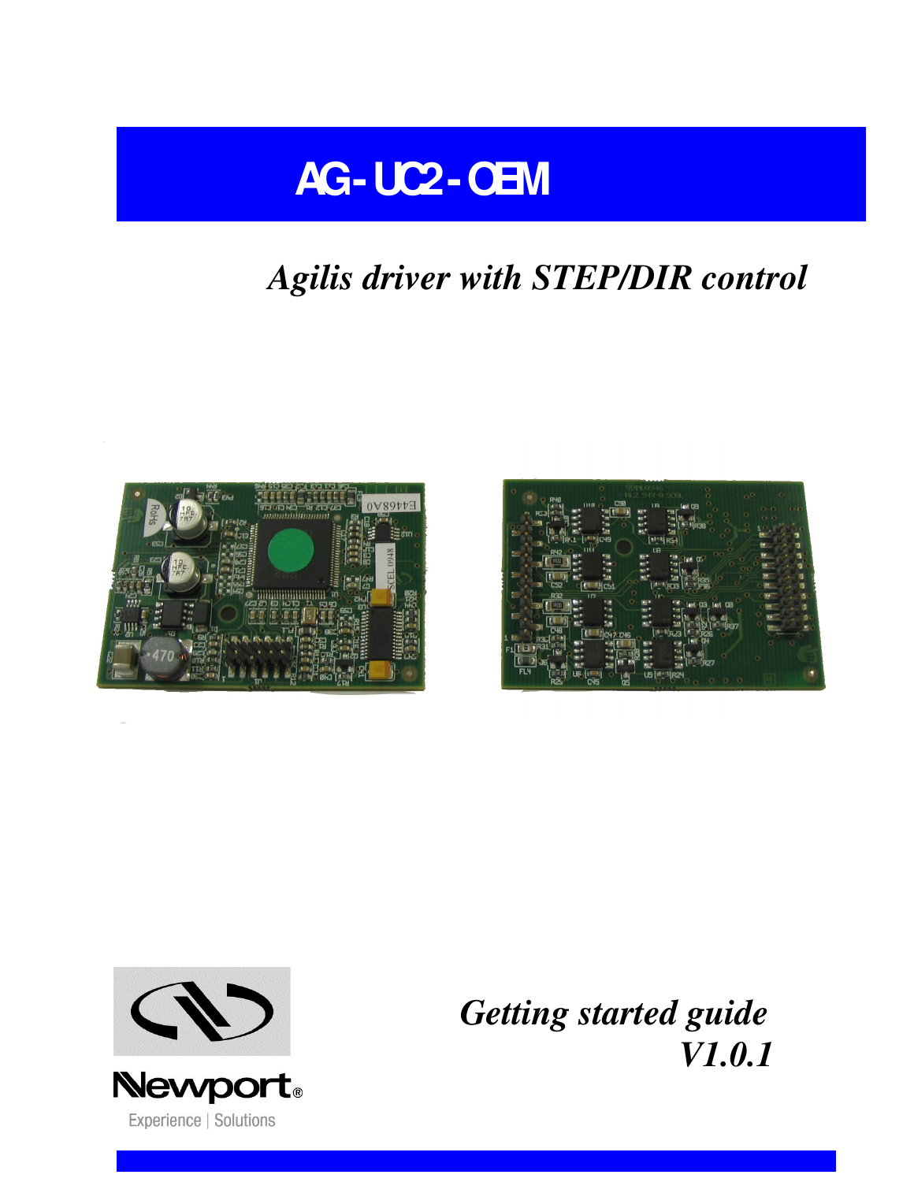# AG-UC2-OEM

*Agilis driver with STEP/DIR control*

Newport®

Experience | Solutions

*Getting started guide*

*V1.0.1*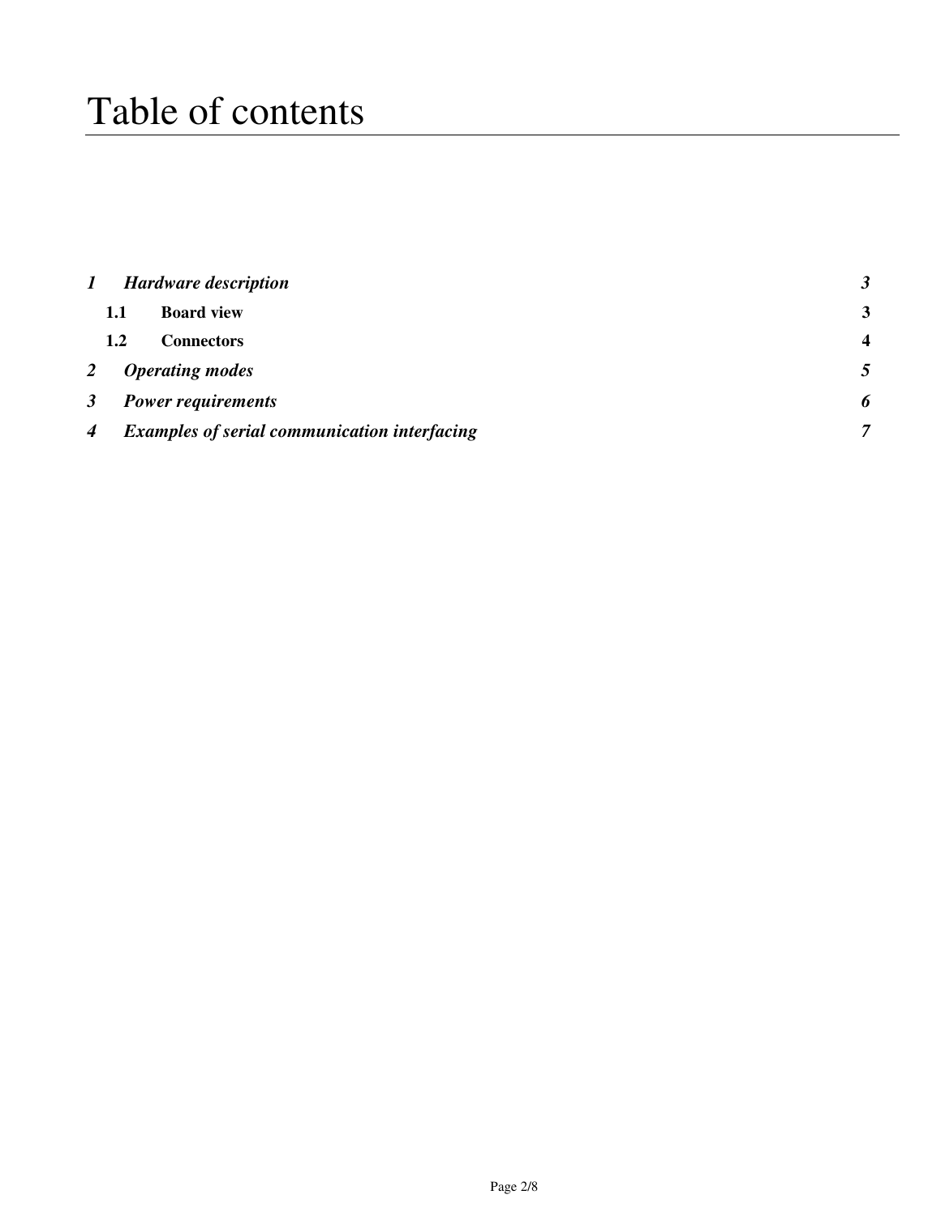# Table of contents

| | | |
|---|---|---|
| ***1*** | ***Hardware description*** | ***3*** |
| **1.1** | **Board view** | **3** |
| **1.2** | **Connectors** | **4** |
| ***2*** | ***Operating modes*** | ***5*** |
| ***3*** | ***Power requirements*** | ***6*** |
| ***4*** | ***Examples of serial communication interfacing*** | ***7*** |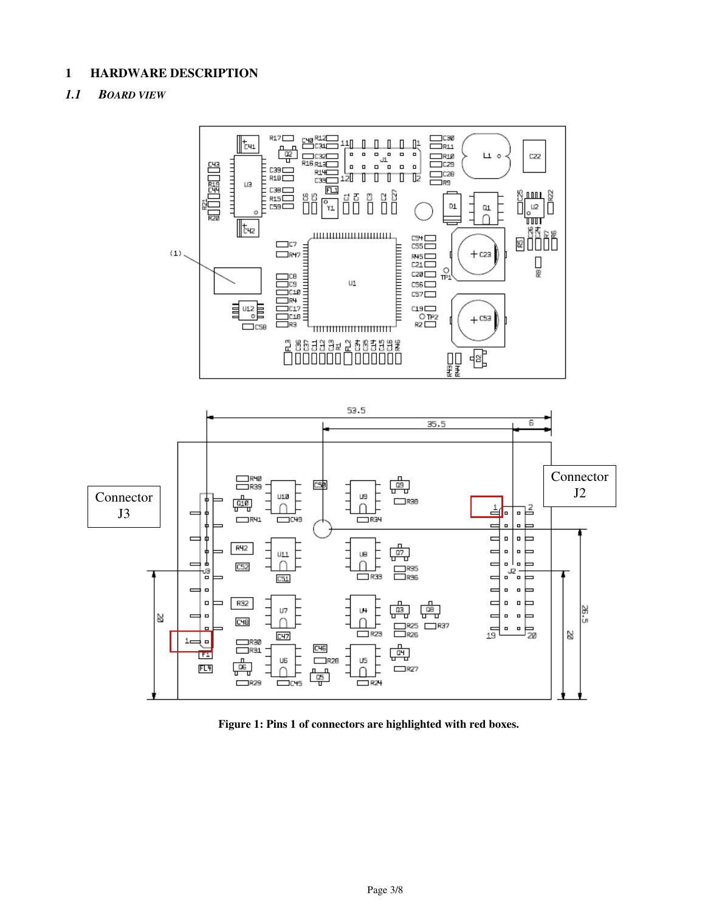# 1 HARDWARE DESCRIPTION

## *1.1 BOARD VIEW*

**Figure 1: Pins 1 of connectors are highlighted with red boxes.**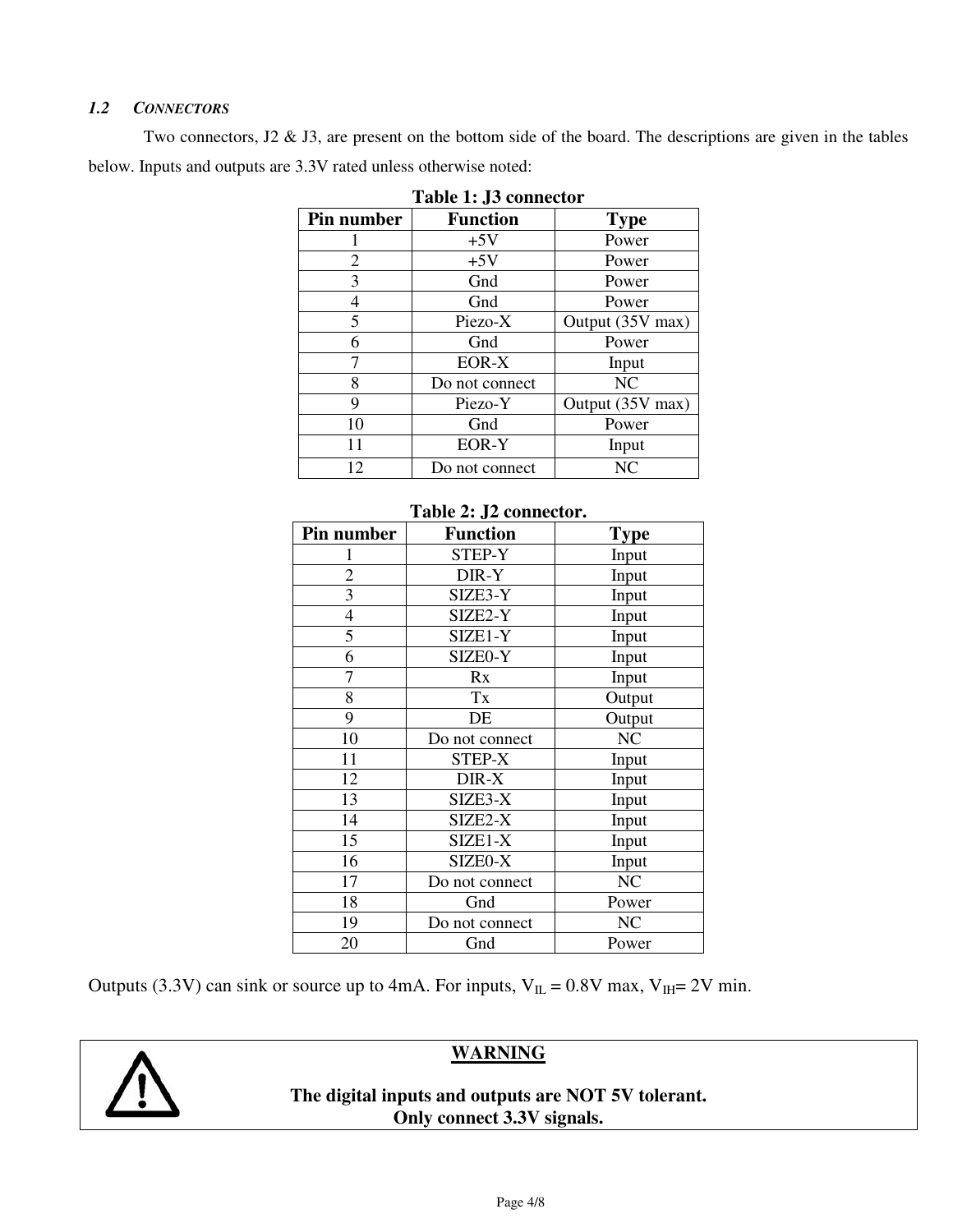### 1.2 *CONNECTORS*

Two connectors, J2 & J3, are present on the bottom side of the board. The descriptions are given in the tables below. Inputs and outputs are 3.3V rated unless otherwise noted:

**Table 1: J3 connector**

| Pin number | Function | Type |
|---|---|---|
| 1 | +5V | Power |
| 2 | +5V | Power |
| 3 | Gnd | Power |
| 4 | Gnd | Power |
| 5 | Piezo-X | Output (35V max) |
| 6 | Gnd | Power |
| 7 | EOR-X | Input |
| 8 | Do not connect | NC |
| 9 | Piezo-Y | Output (35V max) |
| 10 | Gnd | Power |
| 11 | EOR-Y | Input |
| 12 | Do not connect | NC |

**Table 2: J2 connector.**

| Pin number | Function | Type |
|---|---|---|
| 1 | STEP-Y | Input |
| 2 | DIR-Y | Input |
| 3 | SIZE3-Y | Input |
| 4 | SIZE2-Y | Input |
| 5 | SIZE1-Y | Input |
| 6 | SIZE0-Y | Input |
| 7 | Rx | Input |
| 8 | Tx | Output |
| 9 | DE | Output |
| 10 | Do not connect | NC |
| 11 | STEP-X | Input |
| 12 | DIR-X | Input |
| 13 | SIZE3-X | Input |
| 14 | SIZE2-X | Input |
| 15 | SIZE1-X | Input |
| 16 | SIZE0-X | Input |
| 17 | Do not connect | NC |
| 18 | Gnd | Power |
| 19 | Do not connect | NC |
| 20 | Gnd | Power |

Outputs (3.3V) can sink or source up to 4mA. For inputs, $V_{IL}$ = 0.8V max, $V_{IH}$= 2V min.

**WARNING**

**The digital inputs and outputs are NOT 5V tolerant.**
**Only connect 3.3V signals.**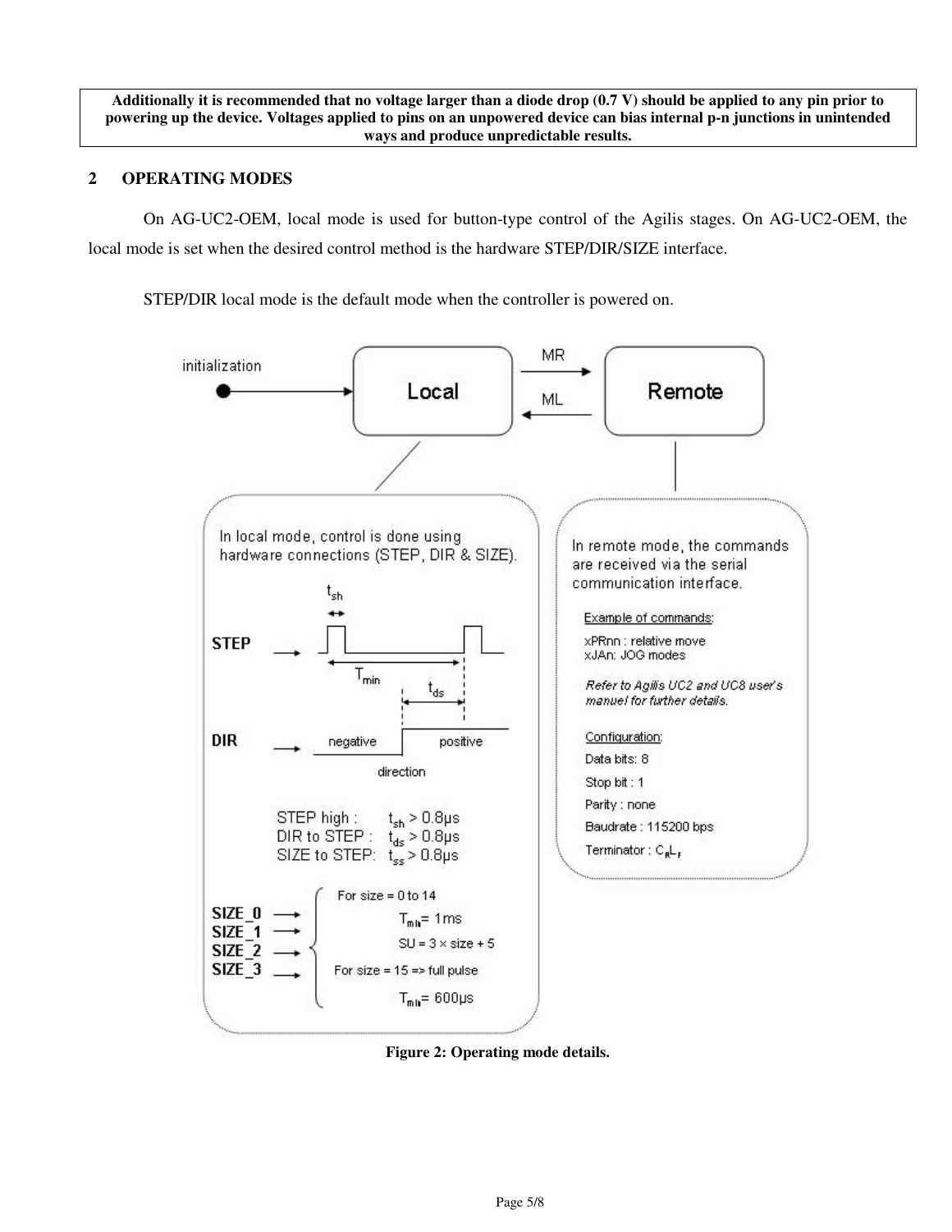**Additionally it is recommended that no voltage larger than a diode drop (0.7 V) should be applied to any pin prior to powering up the device. Voltages applied to pins on an unpowered device can bias internal p-n junctions in unintended ways and produce unpredictable results.**

## 2 OPERATING MODES

On AG-UC2-OEM, local mode is used for button-type control of the Agilis stages. On AG-UC2-OEM, the local mode is set when the desired control method is the hardware STEP/DIR/SIZE interface.

STEP/DIR local mode is the default mode when the controller is powered on.

initialization → Local; Local —MR→ Remote; Remote —ML→ Local

In local mode, control is done using hardware connections (STEP, DIR & SIZE).

STEP high : $t_{sh} > 0.8\mu s$
DIR to STEP : $t_{ds} > 0.8\mu s$
SIZE to STEP: $t_{ss} > 0.8\mu s$

SIZE_0, SIZE_1, SIZE_2, SIZE_3:
For size = 0 to 14
$T_{min} = 1ms$
SU = 3 × size + 5
For size = 15 => full pulse
$T_{min} = 600\mu s$

In remote mode, the commands are received via the serial communication interface.

Example of commands:
xPRnn : relative move
xJAn: JOG modes

*Refer to Agilis UC2 and UC8 user's manual for further details.*

Configuration:
Data bits: 8
Stop bit : 1
Parity : none
Baudrate : 115200 bps
Terminator : $C_R L_F$

**Figure 2: Operating mode details.**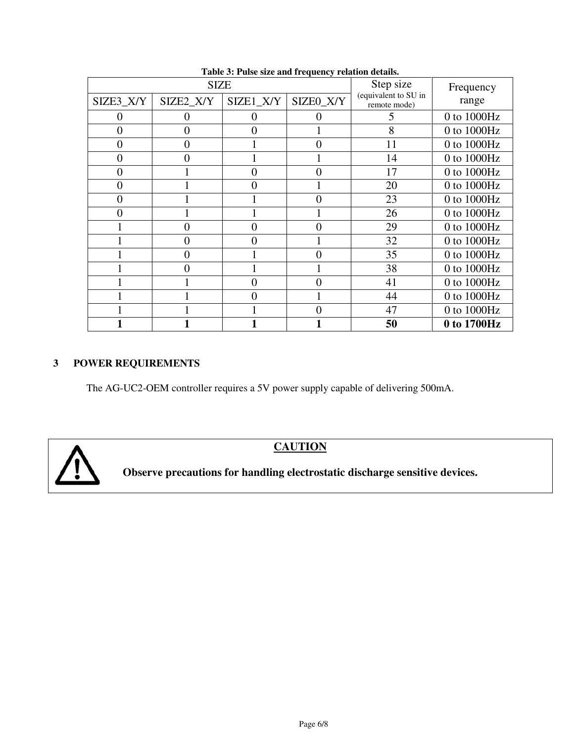**Table 3: Pulse size and frequency relation details.**

| SIZE | | | | Step size (equivalent to SU in remote mode) | Frequency range |
|---|---|---|---|---|---|
| SIZE3_X/Y | SIZE2_X/Y | SIZE1_X/Y | SIZE0_X/Y | | |
| 0 | 0 | 0 | 0 | 5 | 0 to 1000Hz |
| 0 | 0 | 0 | 1 | 8 | 0 to 1000Hz |
| 0 | 0 | 1 | 0 | 11 | 0 to 1000Hz |
| 0 | 0 | 1 | 1 | 14 | 0 to 1000Hz |
| 0 | 1 | 0 | 0 | 17 | 0 to 1000Hz |
| 0 | 1 | 0 | 1 | 20 | 0 to 1000Hz |
| 0 | 1 | 1 | 0 | 23 | 0 to 1000Hz |
| 0 | 1 | 1 | 1 | 26 | 0 to 1000Hz |
| 1 | 0 | 0 | 0 | 29 | 0 to 1000Hz |
| 1 | 0 | 0 | 1 | 32 | 0 to 1000Hz |
| 1 | 0 | 1 | 0 | 35 | 0 to 1000Hz |
| 1 | 0 | 1 | 1 | 38 | 0 to 1000Hz |
| 1 | 1 | 0 | 0 | 41 | 0 to 1000Hz |
| 1 | 1 | 0 | 1 | 44 | 0 to 1000Hz |
| 1 | 1 | 1 | 0 | 47 | 0 to 1000Hz |
| **1** | **1** | **1** | **1** | **50** | **0 to 1700Hz** |

## 3 POWER REQUIREMENTS

The AG-UC2-OEM controller requires a 5V power supply capable of delivering 500mA.

> **CAUTION**
>
> **Observe precautions for handling electrostatic discharge sensitive devices.**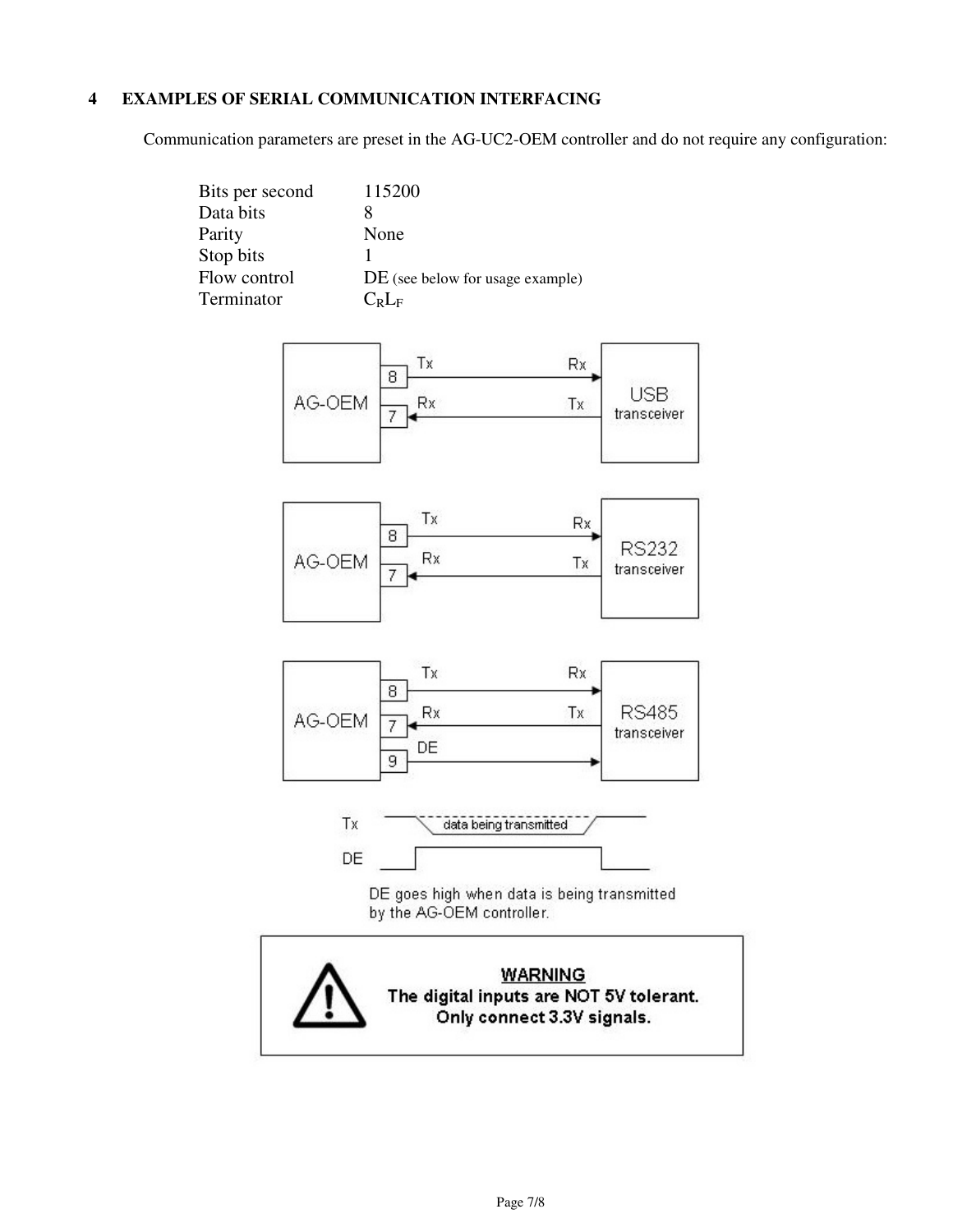## 4 EXAMPLES OF SERIAL COMMUNICATION INTERFACING

Communication parameters are preset in the AG-UC2-OEM controller and do not require any configuration:

| | |
|---|---|
| Bits per second | 115200 |
| Data bits | 8 |
| Parity | None |
| Stop bits | 1 |
| Flow control | DE (see below for usage example) |
| Terminator | $C_R L_F$ |

DE goes high when data is being transmitted by the AG-OEM controller.

**WARNING**
**The digital inputs are NOT 5V tolerant. Only connect 3.3V signals.**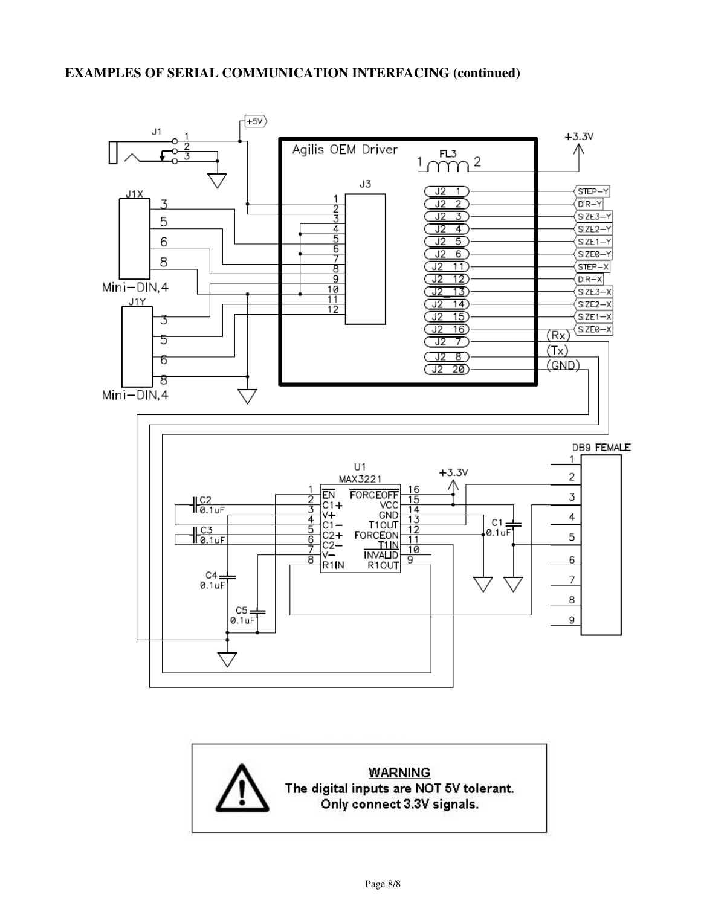**EXAMPLES OF SERIAL COMMUNICATION INTERFACING (continued)**

J1
1
2
3

+5V

Agilis OEM Driver

FL3
1 2

+3.3V

J3

J1X
3
5
6
8
Mini–DIN,4

J1Y
3
5
6
8
Mini–DIN,4

1
2
3
4
5
6
7
8
9
10
11
12

J2 1 STEP–Y
J2 2 DIR–Y
J2 3 SIZE3–Y
J2 4 SIZE2–Y
J2 5 SIZE1–Y
J2 6 SIZE0–Y
J2 11 STEP–X
J2 12 DIR–X
J2 13 SIZE3–X
J2 14 SIZE2–X
J2 15 SIZE1–X
J2 16 SIZE0–X
J2 7 (Rx)
J2 8 (Tx)
J2 20 (GND)

DB9 FEMALE
1
2
3
4
5
6
7
8
9

U1
MAX3221

+3.3V

1 EN
2 C1+
3 V+
4 C1–
5 C2+
6 C2–
7 V–
8 R1IN

16 FORCEOFF
15 VCC
14 GND
13 T1OUT
12 FORCEON
11 T1IN
10 INVALID
9 R1OUT

C1 0.1uF
C2 0.1uF
C3 0.1uF
C4 0.1uF
C5 0.1uF

**WARNING**
**The digital inputs are NOT 5V tolerant.**
**Only connect 3.3V signals.**